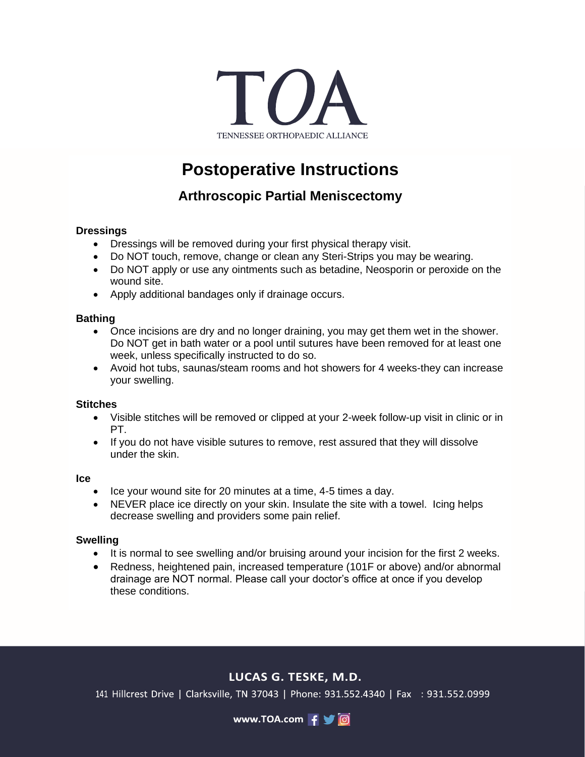TOA

TENNESSEE ORTHOPAEDIC ALLIANCE

# Postoperative Instructions

## Arthroscopic Partial Meniscectomy

**Dressings**

- Dressings will be removed during your first physical therapy visit.
- Do NOT touch, remove, change or clean any Steri-Strips you may be wearing.
- Do NOT apply or use any ointments such as betadine, Neosporin or peroxide on the wound site.
- Apply additional bandages only if drainage occurs.

**Bathing**

- Once incisions are dry and no longer draining, you may get them wet in the shower. Do NOT get in bath water or a pool until sutures have been removed for at least one week, unless specifically instructed to do so.
- Avoid hot tubs, saunas/steam rooms and hot showers for 4 weeks-they can increase your swelling.

**Stitches**

- Visible stitches will be removed or clipped at your 2-week follow-up visit in clinic or in PT.
- If you do not have visible sutures to remove, rest assured that they will dissolve under the skin.

**Ice**

- Ice your wound site for 20 minutes at a time, 4-5 times a day.
- NEVER place ice directly on your skin. Insulate the site with a towel. Icing helps decrease swelling and providers some pain relief.

**Swelling**

- It is normal to see swelling and/or bruising around your incision for the first 2 weeks.
- Redness, heightened pain, increased temperature (101F or above) and/or abnormal drainage are NOT normal. Please call your doctor's office at once if you develop these conditions.

**LUCAS G. TESKE, M.D.**

141 Hillcrest Drive | Clarksville, TN 37043 | Phone: 931.552.4340 | Fax : 931.552.0999

www.TOA.com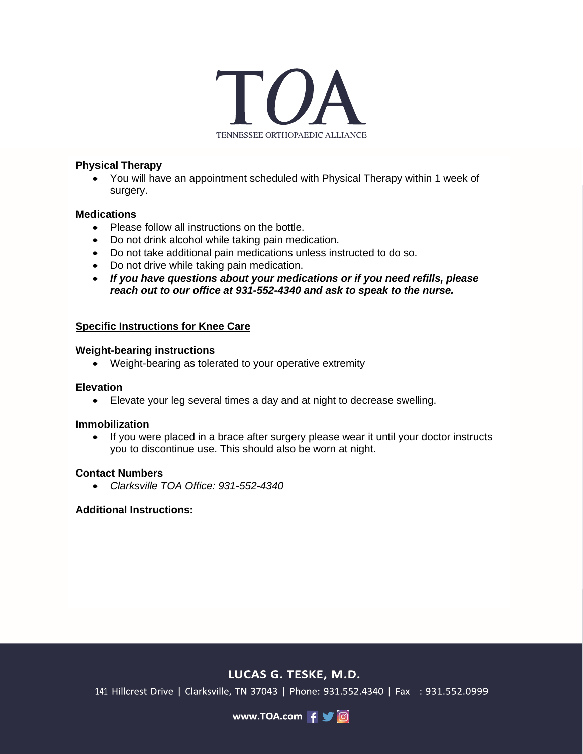TOA

TENNESSEE ORTHOPAEDIC ALLIANCE

**Physical Therapy**

- You will have an appointment scheduled with Physical Therapy within 1 week of surgery.

**Medications**

- Please follow all instructions on the bottle.
- Do not drink alcohol while taking pain medication.
- Do not take additional pain medications unless instructed to do so.
- Do not drive while taking pain medication.
- ***If you have questions about your medications or if you need refills, please reach out to our office at 931-552-4340 and ask to speak to the nurse.***

## <u>Specific Instructions for Knee Care</u>

**Weight-bearing instructions**

- Weight-bearing as tolerated to your operative extremity

**Elevation**

- Elevate your leg several times a day and at night to decrease swelling.

**Immobilization**

- If you were placed in a brace after surgery please wear it until your doctor instructs you to discontinue use. This should also be worn at night.

**Contact Numbers**

- *Clarksville TOA Office: 931-552-4340*

**Additional Instructions:**

**LUCAS G. TESKE, M.D.**

141 Hillcrest Drive | Clarksville, TN 37043 | Phone: 931.552.4340 | Fax : 931.552.0999

**www.TOA.com**